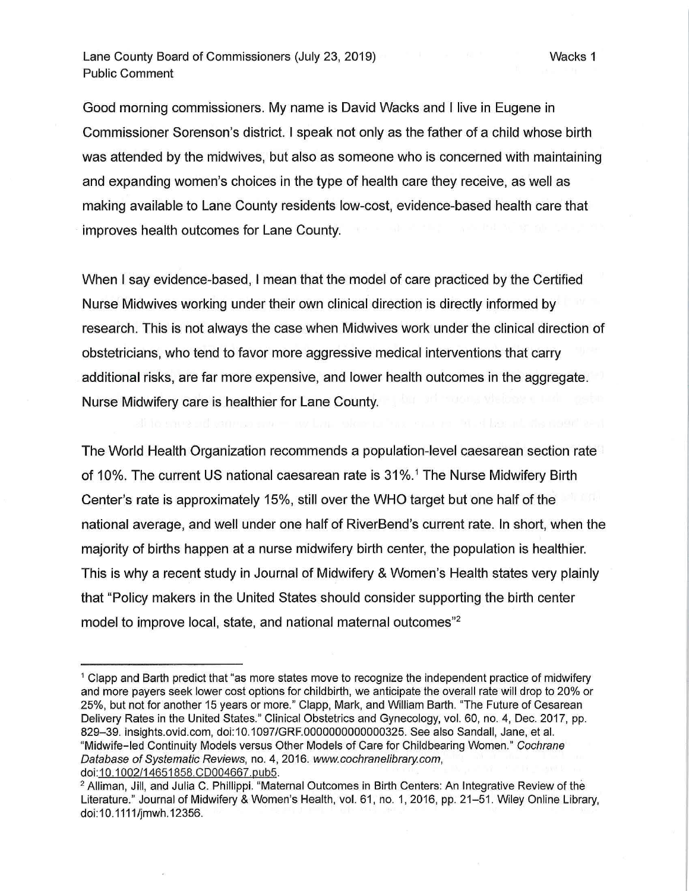Lane County Board of Commissioners (July 23, 2019)
Public Comment

Good morning commissioners. My name is David Wacks and I live in Eugene in Commissioner Sorenson's district. I speak not only as the father of a child whose birth was attended by the midwives, but also as someone who is concerned with maintaining and expanding women's choices in the type of health care they receive, as well as making available to Lane County residents low-cost, evidence-based health care that improves health outcomes for Lane County.

When I say evidence-based, I mean that the model of care practiced by the Certified Nurse Midwives working under their own clinical direction is directly informed by research. This is not always the case when Midwives work under the clinical direction of obstetricians, who tend to favor more aggressive medical interventions that carry additional risks, are far more expensive, and lower health outcomes in the aggregate. Nurse Midwifery care is healthier for Lane County.

The World Health Organization recommends a population-level caesarean section rate of 10%. The current US national caesarean rate is 31%.[1] The Nurse Midwifery Birth Center's rate is approximately 15%, still over the WHO target but one half of the national average, and well under one half of RiverBend's current rate. In short, when the majority of births happen at a nurse midwifery birth center, the population is healthier. This is why a recent study in Journal of Midwifery & Women's Health states very plainly that "Policy makers in the United States should consider supporting the birth center model to improve local, state, and national maternal outcomes"[2]

---

[1] Clapp and Barth predict that "as more states move to recognize the independent practice of midwifery and more payers seek lower cost options for childbirth, we anticipate the overall rate will drop to 20% or 25%, but not for another 15 years or more." Clapp, Mark, and William Barth. "The Future of Cesarean Delivery Rates in the United States." Clinical Obstetrics and Gynecology, vol. 60, no. 4, Dec. 2017, pp. 829–39. insights.ovid.com, doi:10.1097/GRF.0000000000000325. See also Sandall, Jane, et al. "Midwife-led Continuity Models versus Other Models of Care for Childbearing Women." *Cochrane Database of Systematic Reviews*, no. 4, 2016. *www.cochranelibrary.com*, doi:10.1002/14651858.CD004667.pub5.

[2] Alliman, Jill, and Julia C. Phillippi. "Maternal Outcomes in Birth Centers: An Integrative Review of the Literature." Journal of Midwifery & Women's Health, vol. 61, no. 1, 2016, pp. 21–51. Wiley Online Library, doi:10.1111/jmwh.12356.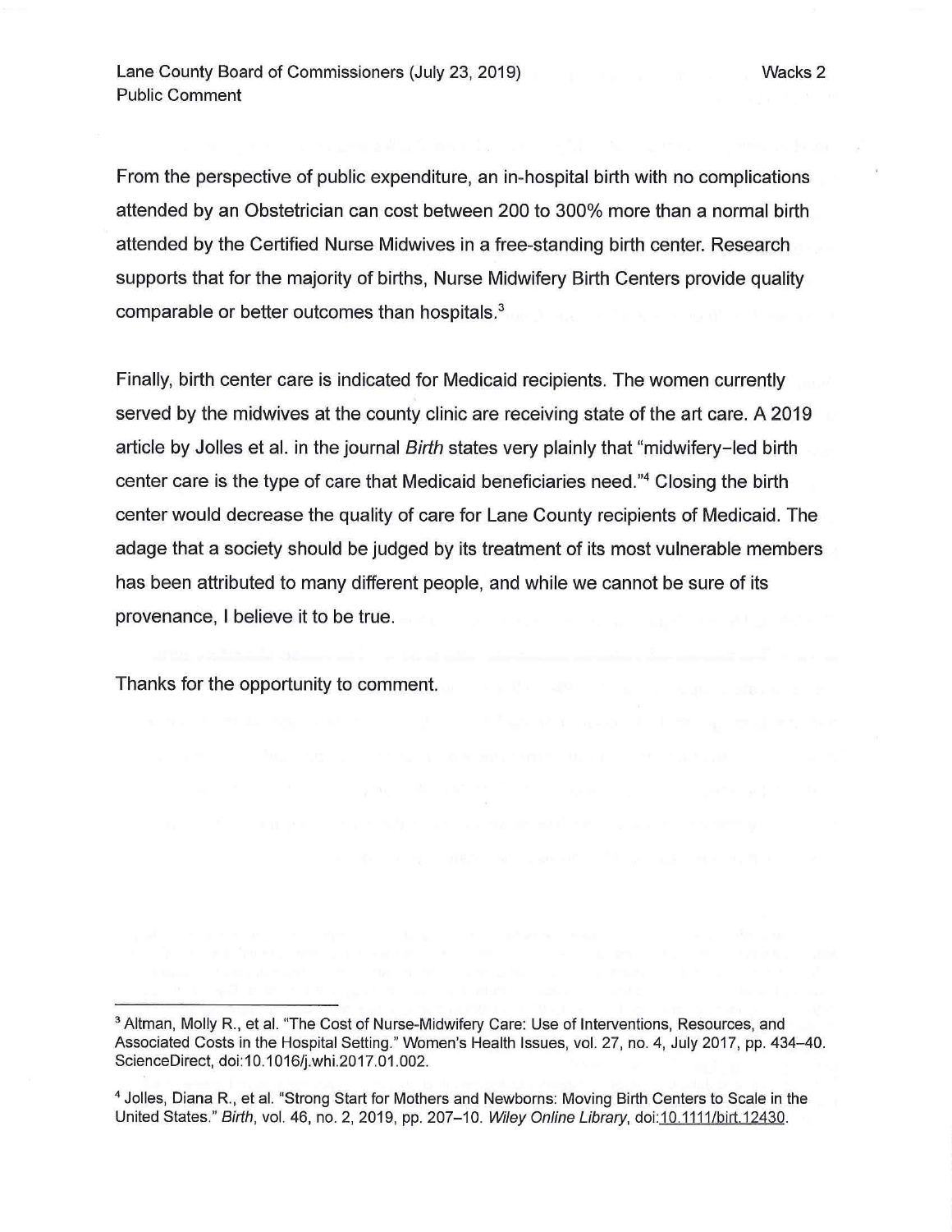From the perspective of public expenditure, an in-hospital birth with no complications attended by an Obstetrician can cost between 200 to 300% more than a normal birth attended by the Certified Nurse Midwives in a free-standing birth center. Research supports that for the majority of births, Nurse Midwifery Birth Centers provide quality comparable or better outcomes than hospitals.[3]

Finally, birth center care is indicated for Medicaid recipients. The women currently served by the midwives at the county clinic are receiving state of the art care. A 2019 article by Jolles et al. in the journal *Birth* states very plainly that "midwifery-led birth center care is the type of care that Medicaid beneficiaries need."[4] Closing the birth center would decrease the quality of care for Lane County recipients of Medicaid. The adage that a society should be judged by its treatment of its most vulnerable members has been attributed to many different people, and while we cannot be sure of its provenance, I believe it to be true.

Thanks for the opportunity to comment.

---

[3] Altman, Molly R., et al. "The Cost of Nurse-Midwifery Care: Use of Interventions, Resources, and Associated Costs in the Hospital Setting." Women's Health Issues, vol. 27, no. 4, July 2017, pp. 434–40. ScienceDirect, doi:10.1016/j.whi.2017.01.002.

[4] Jolles, Diana R., et al. "Strong Start for Mothers and Newborns: Moving Birth Centers to Scale in the United States." *Birth*, vol. 46, no. 2, 2019, pp. 207–10. *Wiley Online Library*, doi:10.1111/birt.12430.